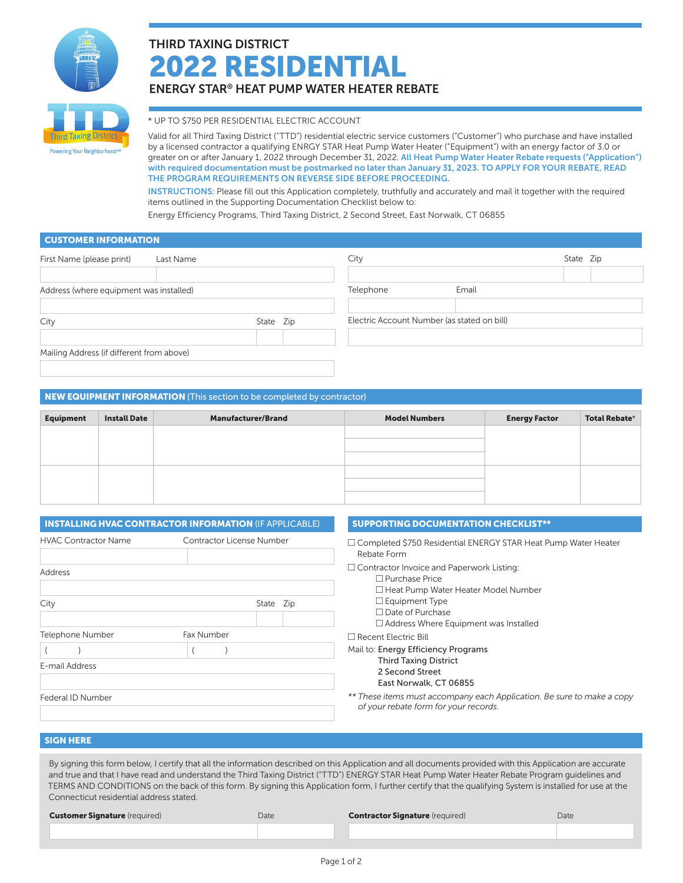Third Taxing District

Powering Your Neighborhood℠

THIRD TAXING DISTRICT

# 2022 RESIDENTIAL

## ENERGY STAR® HEAT PUMP WATER HEATER REBATE

\* UP TO $750 PER RESIDENTIAL ELECTRIC ACCOUNT

Valid for all Third Taxing District ("TTD") residential electric service customers ("Customer") who purchase and have installed by a licensed contractor a qualifying ENRGY STAR Heat Pump Water Heater ("Equipment") with an energy factor of 3.0 or greater on or after January 1, 2022 through December 31, 2022. **All Heat Pump Water Heater Rebate requests ("Application") with required documentation must be postmarked no later than January 31, 2023. TO APPLY FOR YOUR REBATE, READ THE PROGRAM REQUIREMENTS ON REVERSE SIDE BEFORE PROCEEDING.**

**INSTRUCTIONS:** Please fill out this Application completely, truthfully and accurately and mail it together with the required items outlined in the Supporting Documentation Checklist below to:

Energy Efficiency Programs, Third Taxing District, 2 Second Street, East Norwalk, CT 06855

## CUSTOMER INFORMATION

First Name (please print) ______ Last Name ______

Address (where equipment was installed) ______

City ______ State ______ Zip ______

Mailing Address (if different from above) ______

City ______ State ______ Zip ______

Telephone ______ Email ______

Electric Account Number (as stated on bill) ______

## NEW EQUIPMENT INFORMATION (This section to be completed by contractor)

| Equipment | Install Date | Manufacturer/Brand | Model Numbers | Energy Factor | Total Rebate* |
|---|---|---|---|---|---|
| | | | | | |
| | | | | | |

## INSTALLING HVAC CONTRACTOR INFORMATION (IF APPLICABLE)

HVAC Contractor Name ______ Contractor License Number ______

Address ______

City ______ State ______ Zip ______

Telephone Number ( ) ______ Fax Number ( ) ______

E-mail Address ______

Federal ID Number ______

## SUPPORTING DOCUMENTATION CHECKLIST**

- ☐ Completed $750 Residential ENERGY STAR Heat Pump Water Heater Rebate Form
- ☐ Contractor Invoice and Paperwork Listing:
  - ☐ Purchase Price
  - ☐ Heat Pump Water Heater Model Number
  - ☐ Equipment Type
  - ☐ Date of Purchase
  - ☐ Address Where Equipment was Installed
- ☐ Recent Electric Bill

Mail to: Energy Efficiency Programs
Third Taxing District
2 Second Street
East Norwalk, CT 06855

*\*\* These items must accompany each Application. Be sure to make a copy of your rebate form for your records.*

## SIGN HERE

By signing this form below, I certify that all the information described on this Application and all documents provided with this Application are accurate and true and that I have read and understand the Third Taxing District ("TTD") ENERGY STAR Heat Pump Water Heater Rebate Program guidelines and TERMS AND CONDITIONS on the back of this form. By signing this Application form, I further certify that the qualifying System is installed for use at the Connecticut residential address stated.

**Customer Signature** (required) ______ Date ______

**Contractor Signature** (required) ______ Date ______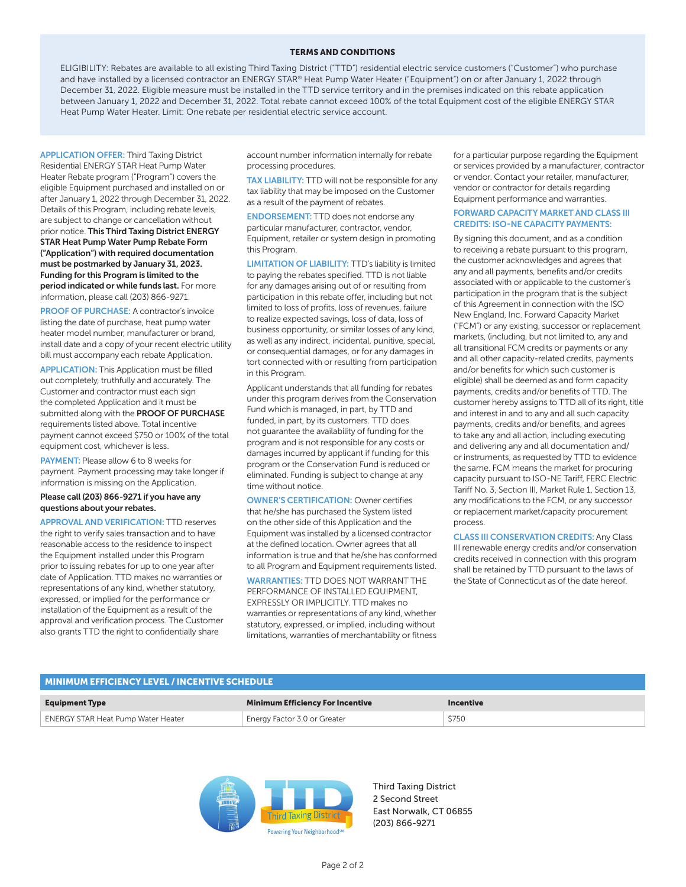## TERMS AND CONDITIONS

ELIGIBILITY: Rebates are available to all existing Third Taxing District ("TTD") residential electric service customers ("Customer") who purchase and have installed by a licensed contractor an ENERGY STAR® Heat Pump Water Heater ("Equipment") on or after January 1, 2022 through December 31, 2022. Eligible measure must be installed in the TTD service territory and in the premises indicated on this rebate application between January 1, 2022 and December 31, 2022. Total rebate cannot exceed 100% of the total Equipment cost of the eligible ENERGY STAR Heat Pump Water Heater. Limit: One rebate per residential electric service account.

**APPLICATION OFFER:** Third Taxing District Residential ENERGY STAR Heat Pump Water Heater Rebate program ("Program") covers the eligible Equipment purchased and installed on or after January 1, 2022 through December 31, 2022. Details of this Program, including rebate levels, are subject to change or cancellation without prior notice. **This Third Taxing District ENERGY STAR Heat Pump Water Pump Rebate Form ("Application") with required documentation must be postmarked by January 31, 2023. Funding for this Program is limited to the period indicated or while funds last.** For more information, please call (203) 866-9271.

**PROOF OF PURCHASE:** A contractor's invoice listing the date of purchase, heat pump water heater model number, manufacturer or brand, install date and a copy of your recent electric utility bill must accompany each rebate Application.

**APPLICATION:** This Application must be filled out completely, truthfully and accurately. The Customer and contractor must each sign the completed Application and it must be submitted along with the **PROOF OF PURCHASE** requirements listed above. Total incentive payment cannot exceed $750 or 100% of the total equipment cost, whichever is less.

**PAYMENT:** Please allow 6 to 8 weeks for payment. Payment processing may take longer if information is missing on the Application.

**Please call (203) 866-9271 if you have any questions about your rebates.**

**APPROVAL AND VERIFICATION:** TTD reserves the right to verify sales transaction and to have reasonable access to the residence to inspect the Equipment installed under this Program prior to issuing rebates for up to one year after date of Application. TTD makes no warranties or representations of any kind, whether statutory, expressed, or implied for the performance or installation of the Equipment as a result of the approval and verification process. The Customer also grants TTD the right to confidentially share account number information internally for rebate processing procedures.

**TAX LIABILITY:** TTD will not be responsible for any tax liability that may be imposed on the Customer as a result of the payment of rebates.

**ENDORSEMENT:** TTD does not endorse any particular manufacturer, contractor, vendor, Equipment, retailer or system design in promoting this Program.

**LIMITATION OF LIABILITY:** TTD's liability is limited to paying the rebates specified. TTD is not liable for any damages arising out of or resulting from participation in this rebate offer, including but not limited to loss of profits, loss of revenues, failure to realize expected savings, loss of data, loss of business opportunity, or similar losses of any kind, as well as any indirect, incidental, punitive, special, or consequential damages, or for any damages in tort connected with or resulting from participation in this Program.

Applicant understands that all funding for rebates under this program derives from the Conservation Fund which is managed, in part, by TTD and funded, in part, by its customers. TTD does not guarantee the availability of funding for the program and is not responsible for any costs or damages incurred by applicant if funding for this program or the Conservation Fund is reduced or eliminated. Funding is subject to change at any time without notice.

**OWNER'S CERTIFICATION:** Owner certifies that he/she has purchased the System listed on the other side of this Application and the Equipment was installed by a licensed contractor at the defined location. Owner agrees that all information is true and that he/she has conformed to all Program and Equipment requirements listed.

**WARRANTIES:** TTD DOES NOT WARRANT THE PERFORMANCE OF INSTALLED EQUIPMENT, EXPRESSLY OR IMPLICITLY. TTD makes no warranties or representations of any kind, whether statutory, expressed, or implied, including without limitations, warranties of merchantability or fitness for a particular purpose regarding the Equipment or services provided by a manufacturer, contractor or vendor. Contact your retailer, manufacturer, vendor or contractor for details regarding Equipment performance and warranties.

**FORWARD CAPACITY MARKET AND CLASS III CREDITS: ISO-NE CAPACITY PAYMENTS:**

By signing this document, and as a condition to receiving a rebate pursuant to this program, the customer acknowledges and agrees that any and all payments, benefits and/or credits associated with or applicable to the customer's participation in the program that is the subject of this Agreement in connection with the ISO New England, Inc. Forward Capacity Market ("FCM") or any existing, successor or replacement markets, (including, but not limited to, any and all transitional FCM credits or payments or any and all other capacity-related credits, payments and/or benefits for which such customer is eligible) shall be deemed as and form capacity payments, credits and/or benefits of TTD. The customer hereby assigns to TTD all of its right, title and interest in and to any and all such capacity payments, credits and/or benefits, and agrees to take any and all action, including executing and delivering any and all documentation and/or instruments, as requested by TTD to evidence the same. FCM means the market for procuring capacity pursuant to ISO-NE Tariff, FERC Electric Tariff No. 3, Section III, Market Rule 1, Section 13, any modifications to the FCM, or any successor or replacement market/capacity procurement process.

**CLASS III CONSERVATION CREDITS:** Any Class III renewable energy credits and/or conservation credits received in connection with this program shall be retained by TTD pursuant to the laws of the State of Connecticut as of the date hereof.

## MINIMUM EFFICIENCY LEVEL / INCENTIVE SCHEDULE

| Equipment Type | Minimum Efficiency For Incentive | Incentive |
|---|---|---|
| ENERGY STAR Heat Pump Water Heater | Energy Factor 3.0 or Greater | $750 |

Third Taxing District
Powering Your Neighborhood℠

Third Taxing District
2 Second Street
East Norwalk, CT 06855
(203) 866-9271